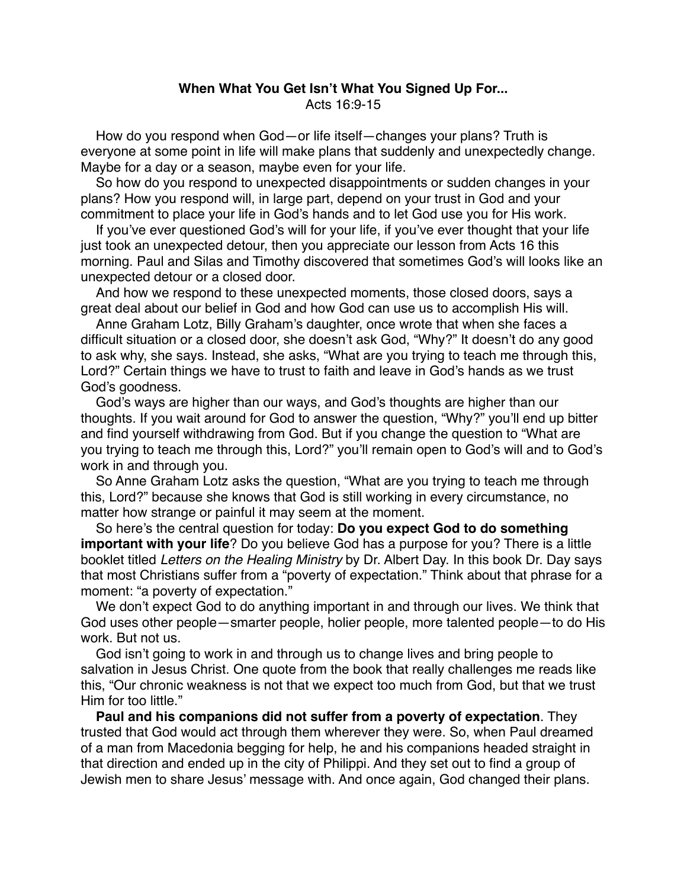# When What You Get Isn't What You Signed Up For...

Acts 16:9-15

How do you respond when God—or life itself—changes your plans? Truth is everyone at some point in life will make plans that suddenly and unexpectedly change. Maybe for a day or a season, maybe even for your life.

So how do you respond to unexpected disappointments or sudden changes in your plans? How you respond will, in large part, depend on your trust in God and your commitment to place your life in God's hands and to let God use you for His work.

If you've ever questioned God's will for your life, if you've ever thought that your life just took an unexpected detour, then you appreciate our lesson from Acts 16 this morning. Paul and Silas and Timothy discovered that sometimes God's will looks like an unexpected detour or a closed door.

And how we respond to these unexpected moments, those closed doors, says a great deal about our belief in God and how God can use us to accomplish His will.

Anne Graham Lotz, Billy Graham's daughter, once wrote that when she faces a difficult situation or a closed door, she doesn't ask God, "Why?" It doesn't do any good to ask why, she says. Instead, she asks, "What are you trying to teach me through this, Lord?" Certain things we have to trust to faith and leave in God's hands as we trust God's goodness.

God's ways are higher than our ways, and God's thoughts are higher than our thoughts. If you wait around for God to answer the question, "Why?" you'll end up bitter and find yourself withdrawing from God. But if you change the question to "What are you trying to teach me through this, Lord?" you'll remain open to God's will and to God's work in and through you.

So Anne Graham Lotz asks the question, "What are you trying to teach me through this, Lord?" because she knows that God is still working in every circumstance, no matter how strange or painful it may seem at the moment.

So here's the central question for today: **Do you expect God to do something important with your life**? Do you believe God has a purpose for you? There is a little booklet titled *Letters on the Healing Ministry* by Dr. Albert Day. In this book Dr. Day says that most Christians suffer from a "poverty of expectation." Think about that phrase for a moment: "a poverty of expectation."

We don't expect God to do anything important in and through our lives. We think that God uses other people—smarter people, holier people, more talented people—to do His work. But not us.

God isn't going to work in and through us to change lives and bring people to salvation in Jesus Christ. One quote from the book that really challenges me reads like this, "Our chronic weakness is not that we expect too much from God, but that we trust Him for too little."

**Paul and his companions did not suffer from a poverty of expectation**. They trusted that God would act through them wherever they were. So, when Paul dreamed of a man from Macedonia begging for help, he and his companions headed straight in that direction and ended up in the city of Philippi. And they set out to find a group of Jewish men to share Jesus' message with. And once again, God changed their plans.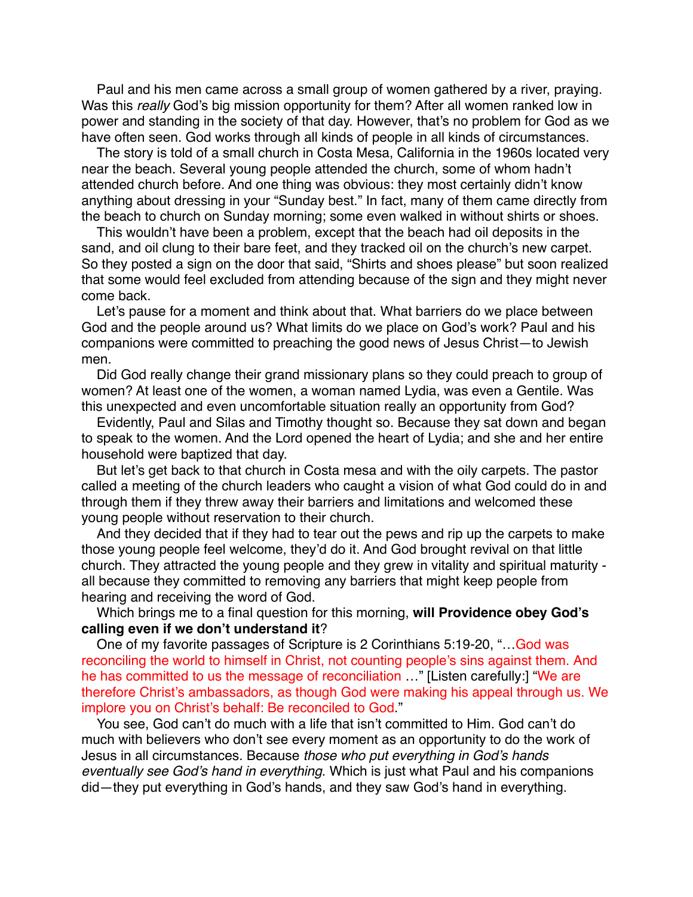Paul and his men came across a small group of women gathered by a river, praying. Was this *really* God's big mission opportunity for them? After all women ranked low in power and standing in the society of that day. However, that's no problem for God as we have often seen. God works through all kinds of people in all kinds of circumstances.

The story is told of a small church in Costa Mesa, California in the 1960s located very near the beach. Several young people attended the church, some of whom hadn't attended church before. And one thing was obvious: they most certainly didn't know anything about dressing in your "Sunday best." In fact, many of them came directly from the beach to church on Sunday morning; some even walked in without shirts or shoes.

This wouldn't have been a problem, except that the beach had oil deposits in the sand, and oil clung to their bare feet, and they tracked oil on the church's new carpet. So they posted a sign on the door that said, "Shirts and shoes please" but soon realized that some would feel excluded from attending because of the sign and they might never come back.

Let's pause for a moment and think about that. What barriers do we place between God and the people around us? What limits do we place on God's work? Paul and his companions were committed to preaching the good news of Jesus Christ—to Jewish men.

Did God really change their grand missionary plans so they could preach to group of women? At least one of the women, a woman named Lydia, was even a Gentile. Was this unexpected and even uncomfortable situation really an opportunity from God?

Evidently, Paul and Silas and Timothy thought so. Because they sat down and began to speak to the women. And the Lord opened the heart of Lydia; and she and her entire household were baptized that day.

But let's get back to that church in Costa mesa and with the oily carpets. The pastor called a meeting of the church leaders who caught a vision of what God could do in and through them if they threw away their barriers and limitations and welcomed these young people without reservation to their church.

And they decided that if they had to tear out the pews and rip up the carpets to make those young people feel welcome, they'd do it. And God brought revival on that little church. They attracted the young people and they grew in vitality and spiritual maturity - all because they committed to removing any barriers that might keep people from hearing and receiving the word of God.

Which brings me to a final question for this morning, **will Providence obey God's calling even if we don't understand it**?

One of my favorite passages of Scripture is 2 Corinthians 5:19-20, "…God was reconciling the world to himself in Christ, not counting people's sins against them. And he has committed to us the message of reconciliation …" [Listen carefully:] "We are therefore Christ's ambassadors, as though God were making his appeal through us. We implore you on Christ's behalf: Be reconciled to God."

You see, God can't do much with a life that isn't committed to Him. God can't do much with believers who don't see every moment as an opportunity to do the work of Jesus in all circumstances. Because *those who put everything in God's hands eventually see God's hand in everything*. Which is just what Paul and his companions did—they put everything in God's hands, and they saw God's hand in everything.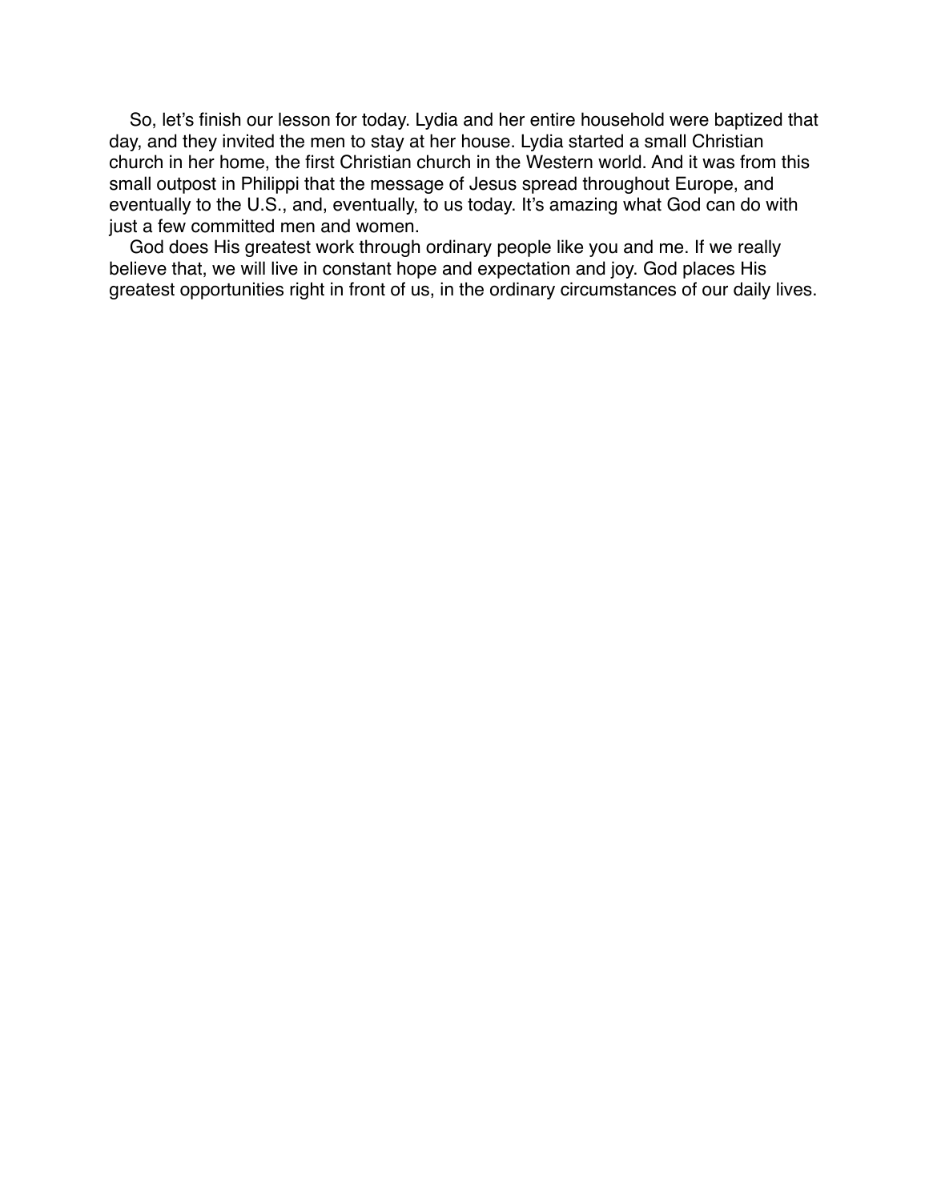So, let's finish our lesson for today. Lydia and her entire household were baptized that day, and they invited the men to stay at her house. Lydia started a small Christian church in her home, the first Christian church in the Western world. And it was from this small outpost in Philippi that the message of Jesus spread throughout Europe, and eventually to the U.S., and, eventually, to us today. It's amazing what God can do with just a few committed men and women.

God does His greatest work through ordinary people like you and me. If we really believe that, we will live in constant hope and expectation and joy. God places His greatest opportunities right in front of us, in the ordinary circumstances of our daily lives.